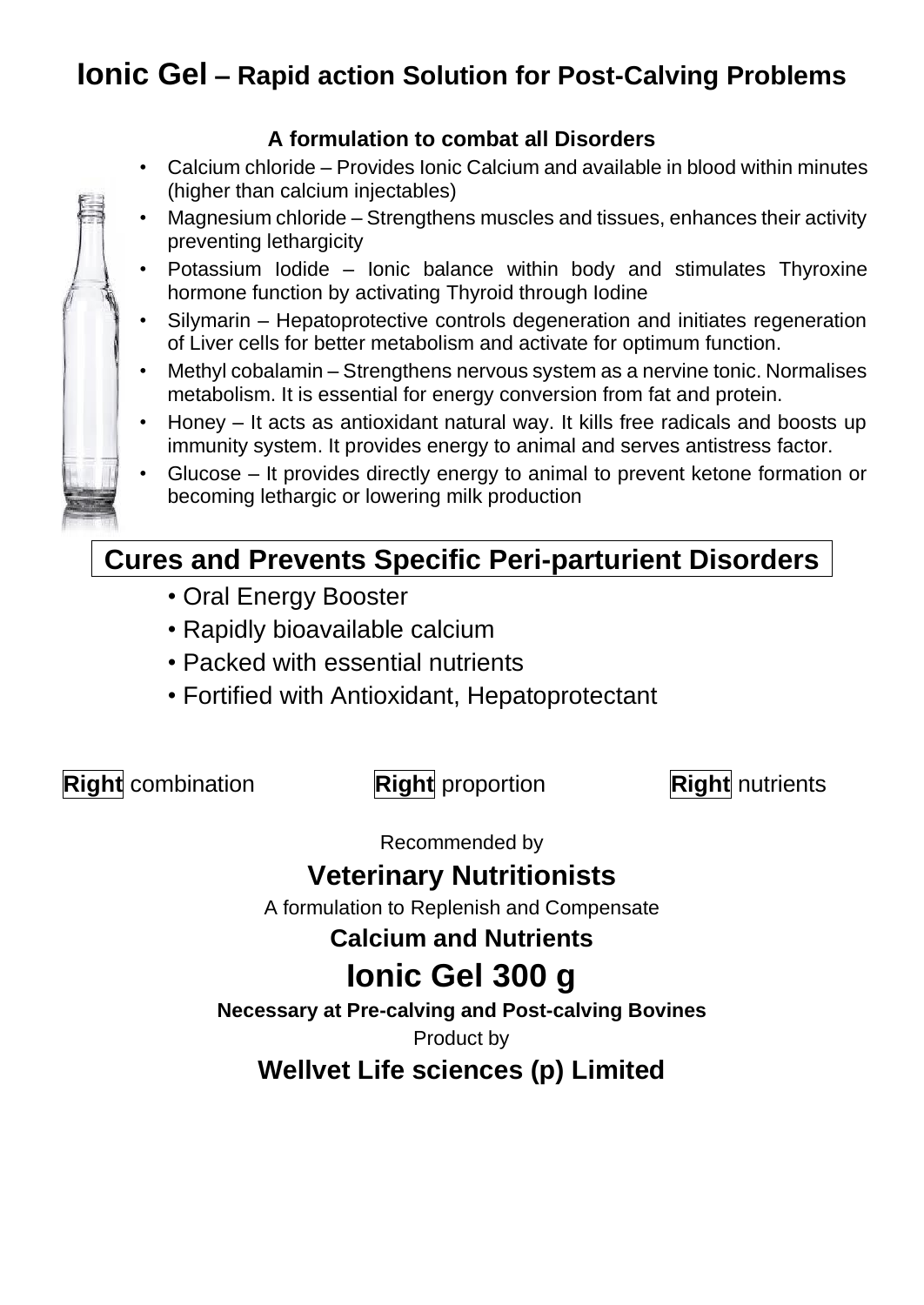# Ionic Gel – Rapid action Solution for Post-Calving Problems

**A formulation to combat all Disorders**

- Calcium chloride – Provides Ionic Calcium and available in blood within minutes (higher than calcium injectables)
- Magnesium chloride – Strengthens muscles and tissues, enhances their activity preventing lethargicity
- Potassium Iodide – Ionic balance within body and stimulates Thyroxine hormone function by activating Thyroid through Iodine
- Silymarin – Hepatoprotective controls degeneration and initiates regeneration of Liver cells for better metabolism and activate for optimum function.
- Methyl cobalamin – Strengthens nervous system as a nervine tonic. Normalises metabolism. It is essential for energy conversion from fat and protein.
- Honey – It acts as antioxidant natural way. It kills free radicals and boosts up immunity system. It provides energy to animal and serves antistress factor.
- Glucose – It provides directly energy to animal to prevent ketone formation or becoming lethargic or lowering milk production

## Cures and Prevents Specific Peri-parturient Disorders

- Oral Energy Booster
- Rapidly bioavailable calcium
- Packed with essential nutrients
- Fortified with Antioxidant, Hepatoprotectant

**Right** combination **Right** proportion **Right** nutrients

Recommended by

**Veterinary Nutritionists**

A formulation to Replenish and Compensate

**Calcium and Nutrients**

# Ionic Gel 300 g

**Necessary at Pre-calving and Post-calving Bovines**

Product by

**Wellvet Life sciences (p) Limited**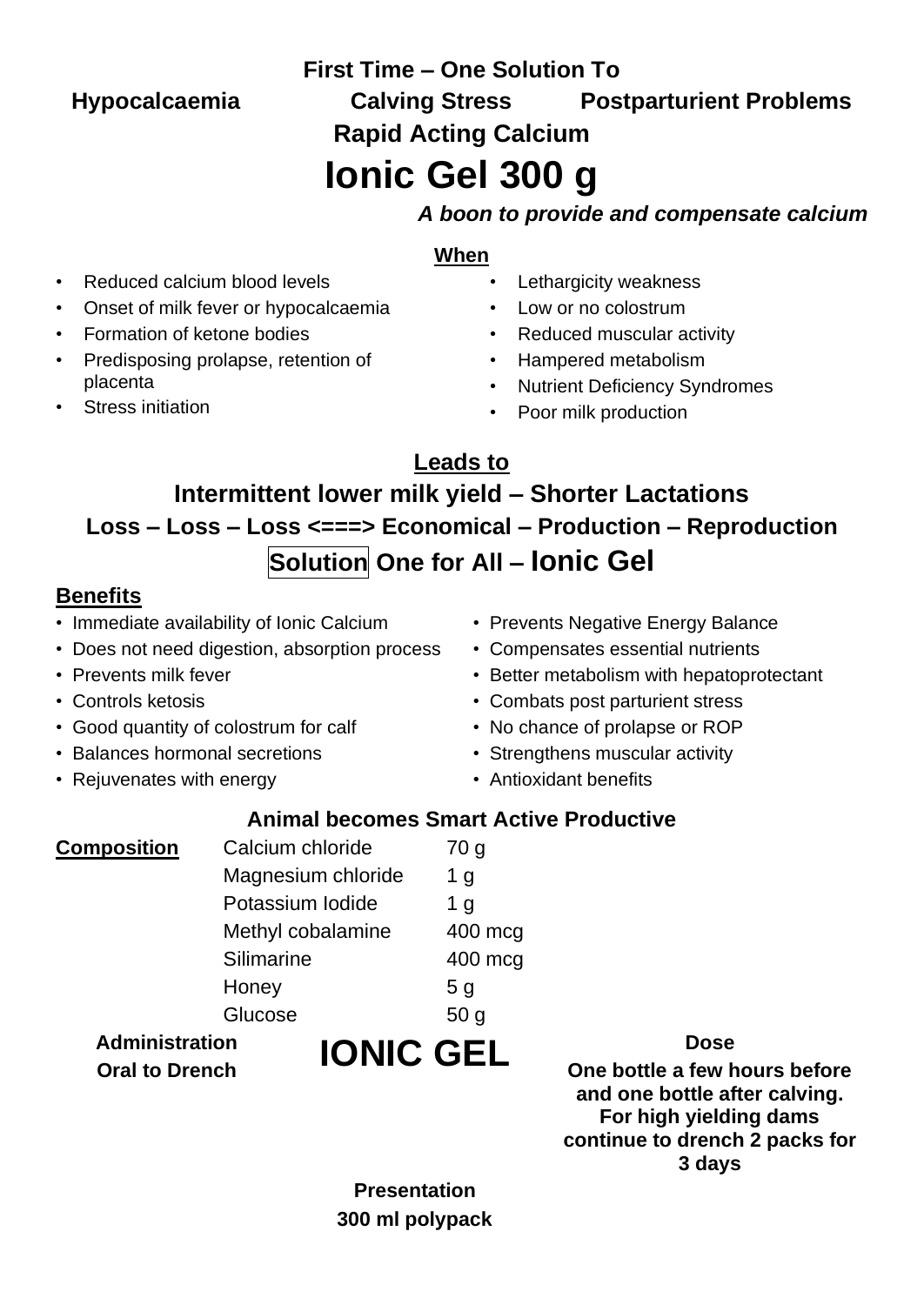**First Time – One Solution To**

**Hypocalcaemia Calving Stress Postparturient Problems**

**Rapid Acting Calcium**

# Ionic Gel 300 g

***A boon to provide and compensate calcium***

## When

- Reduced calcium blood levels
- Onset of milk fever or hypocalcaemia
- Formation of ketone bodies
- Predisposing prolapse, retention of placenta
- Stress initiation
- Lethargicity weakness
- Low or no colostrum
- Reduced muscular activity
- Hampered metabolism
- Nutrient Deficiency Syndromes
- Poor milk production

## Leads to

**Intermittent lower milk yield – Shorter Lactations**

**Loss – Loss – Loss <===> Economical – Production – Reproduction**

**Solution One for All – Ionic Gel**

## Benefits

- Immediate availability of Ionic Calcium
- Does not need digestion, absorption process
- Prevents milk fever
- Controls ketosis
- Good quantity of colostrum for calf
- Balances hormonal secretions
- Rejuvenates with energy
- Prevents Negative Energy Balance
- Compensates essential nutrients
- Better metabolism with hepatoprotectant
- Combats post parturient stress
- No chance of prolapse or ROP
- Strengthens muscular activity
- Antioxidant benefits

**Animal becomes Smart Active Productive**

**Composition**

| | |
|---|---|
| Calcium chloride | 70 g |
| Magnesium chloride | 1 g |
| Potassium Iodide | 1 g |
| Methyl cobalamine | 400 mcg |
| Silimarine | 400 mcg |
| Honey | 5 g |
| Glucose | 50 g |

**Administration**
**Oral to Drench**

# IONIC GEL

**Dose**

**One bottle a few hours before and one bottle after calving. For high yielding dams continue to drench 2 packs for 3 days**

**Presentation**

**300 ml polypack**